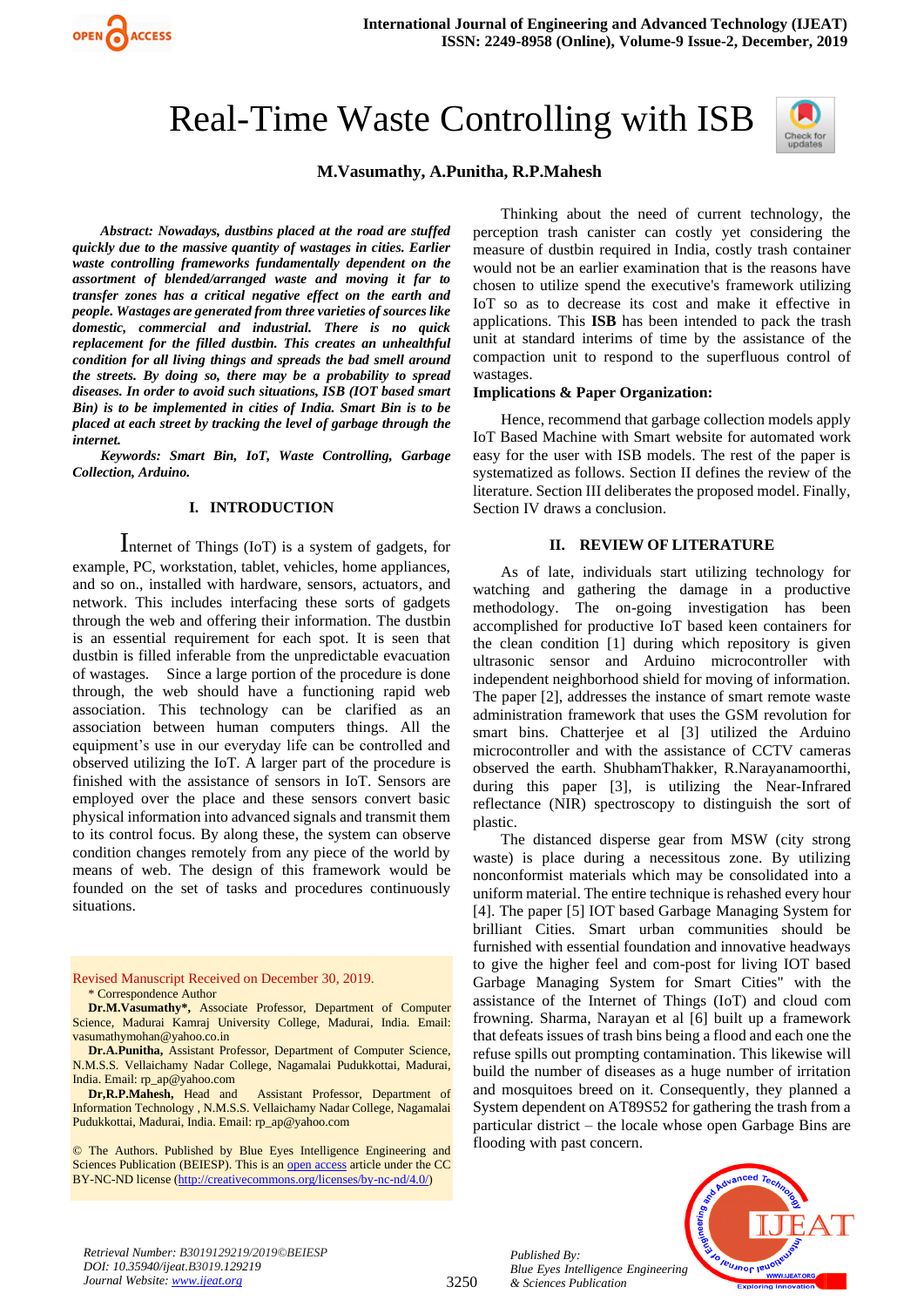# Real-Time Waste Controlling with ISB

**M.Vasumathy, A.Punitha, R.P.Mahesh**

***Abstract:*** ***Nowadays, dustbins placed at the road are stuffed quickly due to the massive quantity of wastages in cities. Earlier waste controlling frameworks fundamentally dependent on the assortment of blended/arranged waste and moving it far to transfer zones has a critical negative effect on the earth and people. Wastages are generated from three varieties of sources like domestic, commercial and industrial. There is no quick replacement for the filled dustbin. This creates an unhealthful condition for all living things and spreads the bad smell around the streets. By doing so, there may be a probability to spread diseases. In order to avoid such situations, ISB (IOT based smart Bin) is to be implemented in cities of India. Smart Bin is to be placed at each street by tracking the level of garbage through the internet.***

***Keywords:*** ***Smart Bin, IoT, Waste Controlling, Garbage Collection, Arduino.***

## I. INTRODUCTION

Internet of Things (IoT) is a system of gadgets, for example, PC, workstation, tablet, vehicles, home appliances, and so on., installed with hardware, sensors, actuators, and network. This includes interfacing these sorts of gadgets through the web and offering their information. The dustbin is an essential requirement for each spot. It is seen that dustbin is filled inferable from the unpredictable evacuation of wastages. Since a large portion of the procedure is done through, the web should have a functioning rapid web association. This technology can be clarified as an association between human computers things. All the equipment's use in our everyday life can be controlled and observed utilizing the IoT. A larger part of the procedure is finished with the assistance of sensors in IoT. Sensors are employed over the place and these sensors convert basic physical information into advanced signals and transmit them to its control focus. By along these, the system can observe condition changes remotely from any piece of the world by means of web. The design of this framework would be founded on the set of tasks and procedures continuously situations.

Revised Manuscript Received on December 30, 2019.

\* Correspondence Author

**Dr.M.Vasumathy\***, Associate Professor, Department of Computer Science, Madurai Kamraj University College, Madurai, India. Email: vasumathymohan@yahoo.co.in

**Dr.A.Punitha,** Assistant Professor, Department of Computer Science, N.M.S.S. Vellaichamy Nadar College, Nagamalai Pudukkottai, Madurai, India. Email: rp_ap@yahoo.com

**Dr,R.P.Mahesh,** Head and Assistant Professor, Department of Information Technology , N.M.S.S. Vellaichamy Nadar College, Nagamalai Pudukkottai, Madurai, India. Email: rp_ap@yahoo.com

© The Authors. Published by Blue Eyes Intelligence Engineering and Sciences Publication (BEIESP). This is an open access article under the CC BY-NC-ND license (http://creativecommons.org/licenses/by-nc-nd/4.0/)

Thinking about the need of current technology, the perception trash canister can costly yet considering the measure of dustbin required in India, costly trash container would not be an earlier examination that is the reasons have chosen to utilize spend the executive's framework utilizing IoT so as to decrease its cost and make it effective in applications. This **ISB** has been intended to pack the trash unit at standard interims of time by the assistance of the compaction unit to respond to the superfluous control of wastages.

**Implications & Paper Organization:**

Hence, recommend that garbage collection models apply IoT Based Machine with Smart website for automated work easy for the user with ISB models. The rest of the paper is systematized as follows. Section II defines the review of the literature. Section III deliberates the proposed model. Finally, Section IV draws a conclusion.

## II. REVIEW OF LITERATURE

As of late, individuals start utilizing technology for watching and gathering the damage in a productive methodology. The on-going investigation has been accomplished for productive IoT based keen containers for the clean condition [1] during which repository is given ultrasonic sensor and Arduino microcontroller with independent neighborhood shield for moving of information. The paper [2], addresses the instance of smart remote waste administration framework that uses the GSM revolution for smart bins. Chatterjee et al [3] utilized the Arduino microcontroller and with the assistance of CCTV cameras observed the earth. ShubhamThakker, R.Narayanamoorthi, during this paper [3], is utilizing the Near-Infrared reflectance (NIR) spectroscopy to distinguish the sort of plastic.

The distanced disperse gear from MSW (city strong waste) is place during a necessitous zone. By utilizing nonconformist materials which may be consolidated into a uniform material. The entire technique is rehashed every hour [4]. The paper [5] IOT based Garbage Managing System for brilliant Cities. Smart urban communities should be furnished with essential foundation and innovative headways to give the higher feel and com-post for living IOT based Garbage Managing System for Smart Cities" with the assistance of the Internet of Things (IoT) and cloud com frowning. Sharma, Narayan et al [6] built up a framework that defeats issues of trash bins being a flood and each one the refuse spills out prompting contamination. This likewise will build the number of diseases as a huge number of irritation and mosquitoes breed on it. Consequently, they planned a System dependent on AT89S52 for gathering the trash from a particular district – the locale whose open Garbage Bins are flooding with past concern.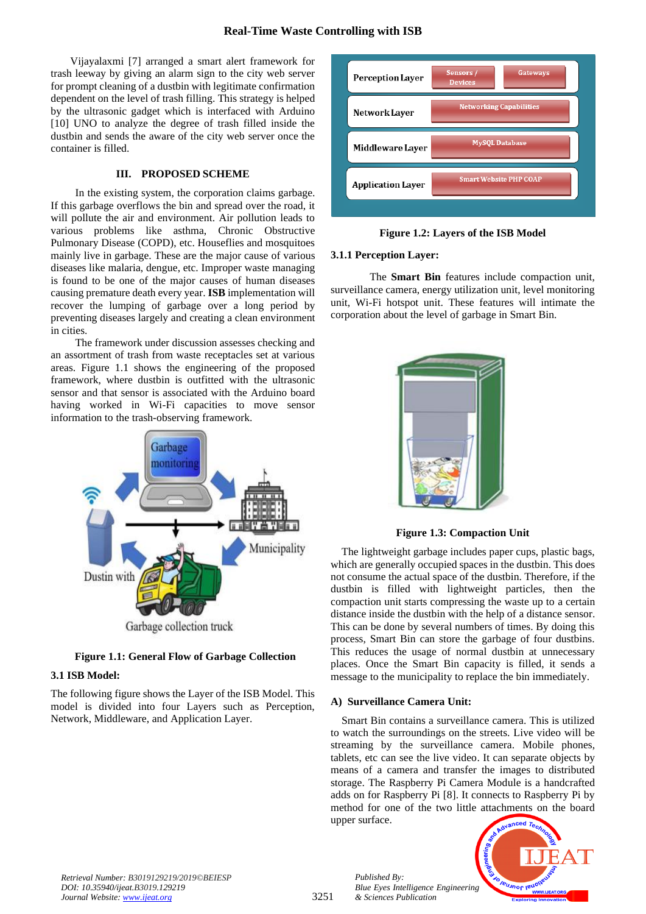Vijayalaxmi [7] arranged a smart alert framework for trash leeway by giving an alarm sign to the city web server for prompt cleaning of a dustbin with legitimate confirmation dependent on the level of trash filling. This strategy is helped by the ultrasonic gadget which is interfaced with Arduino [10] UNO to analyze the degree of trash filled inside the dustbin and sends the aware of the city web server once the container is filled.

## III. PROPOSED SCHEME

In the existing system, the corporation claims garbage. If this garbage overflows the bin and spread over the road, it will pollute the air and environment. Air pollution leads to various problems like asthma, Chronic Obstructive Pulmonary Disease (COPD), etc. Houseflies and mosquitoes mainly live in garbage. These are the major cause of various diseases like malaria, dengue, etc. Improper waste managing is found to be one of the major causes of human diseases causing premature death every year. **ISB** implementation will recover the lumping of garbage over a long period by preventing diseases largely and creating a clean environment in cities.

The framework under discussion assesses checking and an assortment of trash from waste receptacles set at various areas. Figure 1.1 shows the engineering of the proposed framework, where dustbin is outfitted with the ultrasonic sensor and that sensor is associated with the Arduino board having worked in Wi-Fi capacities to move sensor information to the trash-observing framework.

**Figure 1.1: General Flow of Garbage Collection**

### 3.1 ISB Model:

The following figure shows the Layer of the ISB Model. This model is divided into four Layers such as Perception, Network, Middleware, and Application Layer.

**Figure 1.2: Layers of the ISB Model**

### 3.1.1 Perception Layer:

The **Smart Bin** features include compaction unit, surveillance camera, energy utilization unit, level monitoring unit, Wi-Fi hotspot unit. These features will intimate the corporation about the level of garbage in Smart Bin.

**Figure 1.3: Compaction Unit**

The lightweight garbage includes paper cups, plastic bags, which are generally occupied spaces in the dustbin. This does not consume the actual space of the dustbin. Therefore, if the dustbin is filled with lightweight particles, then the compaction unit starts compressing the waste up to a certain distance inside the dustbin with the help of a distance sensor. This can be done by several numbers of times. By doing this process, Smart Bin can store the garbage of four dustbins. This reduces the usage of normal dustbin at unnecessary places. Once the Smart Bin capacity is filled, it sends a message to the municipality to replace the bin immediately.

#### A) Surveillance Camera Unit:

Smart Bin contains a surveillance camera. This is utilized to watch the surroundings on the streets. Live video will be streaming by the surveillance camera. Mobile phones, tablets, etc can see the live video. It can separate objects by means of a camera and transfer the images to distributed storage. The Raspberry Pi Camera Module is a handcrafted adds on for Raspberry Pi [8]. It connects to Raspberry Pi by method for one of the two little attachments on the board upper surface.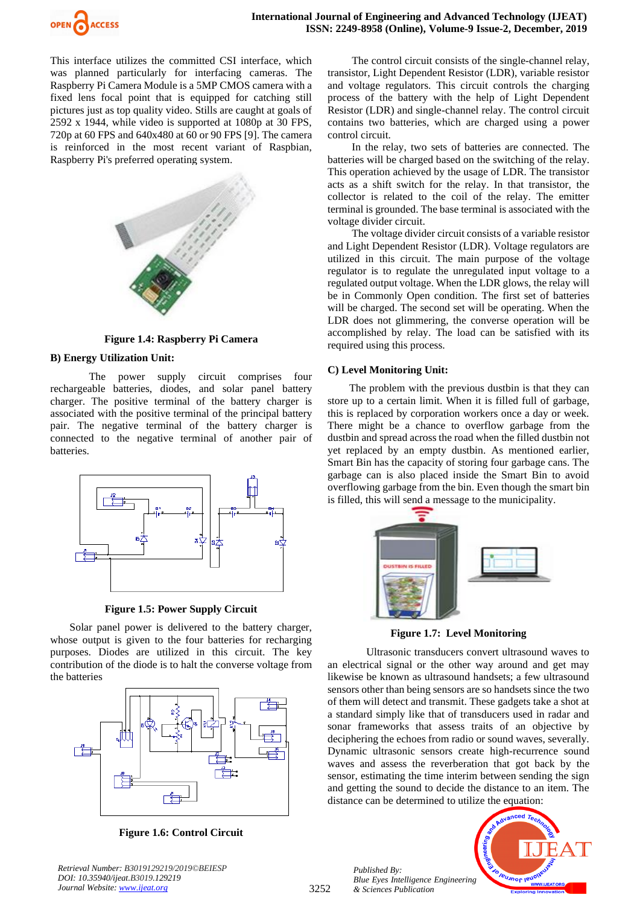This interface utilizes the committed CSI interface, which was planned particularly for interfacing cameras. The Raspberry Pi Camera Module is a 5MP CMOS camera with a fixed lens focal point that is equipped for catching still pictures just as top quality video. Stills are caught at goals of 2592 x 1944, while video is supported at 1080p at 30 FPS, 720p at 60 FPS and 640x480 at 60 or 90 FPS [9]. The camera is reinforced in the most recent variant of Raspbian, Raspberry Pi's preferred operating system.

**Figure 1.4: Raspberry Pi Camera**

**B) Energy Utilization Unit:**

The power supply circuit comprises four rechargeable batteries, diodes, and solar panel battery charger. The positive terminal of the battery charger is associated with the positive terminal of the principal battery pair. The negative terminal of the battery charger is connected to the negative terminal of another pair of batteries.

**Figure 1.5: Power Supply Circuit**

Solar panel power is delivered to the battery charger, whose output is given to the four batteries for recharging purposes. Diodes are utilized in this circuit. The key contribution of the diode is to halt the converse voltage from the batteries

**Figure 1.6: Control Circuit**

The control circuit consists of the single-channel relay, transistor, Light Dependent Resistor (LDR), variable resistor and voltage regulators. This circuit controls the charging process of the battery with the help of Light Dependent Resistor (LDR) and single-channel relay. The control circuit contains two batteries, which are charged using a power control circuit.

In the relay, two sets of batteries are connected. The batteries will be charged based on the switching of the relay. This operation achieved by the usage of LDR. The transistor acts as a shift switch for the relay. In that transistor, the collector is related to the coil of the relay. The emitter terminal is grounded. The base terminal is associated with the voltage divider circuit.

The voltage divider circuit consists of a variable resistor and Light Dependent Resistor (LDR). Voltage regulators are utilized in this circuit. The main purpose of the voltage regulator is to regulate the unregulated input voltage to a regulated output voltage. When the LDR glows, the relay will be in Commonly Open condition. The first set of batteries will be charged. The second set will be operating. When the LDR does not glimmering, the converse operation will be accomplished by relay. The load can be satisfied with its required using this process.

**C) Level Monitoring Unit:**

The problem with the previous dustbin is that they can store up to a certain limit. When it is filled full of garbage, this is replaced by corporation workers once a day or week. There might be a chance to overflow garbage from the dustbin and spread across the road when the filled dustbin not yet replaced by an empty dustbin. As mentioned earlier, Smart Bin has the capacity of storing four garbage cans. The garbage can is also placed inside the Smart Bin to avoid overflowing garbage from the bin. Even though the smart bin is filled, this will send a message to the municipality.

**Figure 1.7: Level Monitoring**

Ultrasonic transducers convert ultrasound waves to an electrical signal or the other way around and get may likewise be known as ultrasound handsets; a few ultrasound sensors other than being sensors are so handsets since the two of them will detect and transmit. These gadgets take a shot at a standard simply like that of transducers used in radar and sonar frameworks that assess traits of an objective by deciphering the echoes from radio or sound waves, severally. Dynamic ultrasonic sensors create high-recurrence sound waves and assess the reverberation that got back by the sensor, estimating the time interim between sending the sign and getting the sound to decide the distance to an item. The distance can be determined to utilize the equation: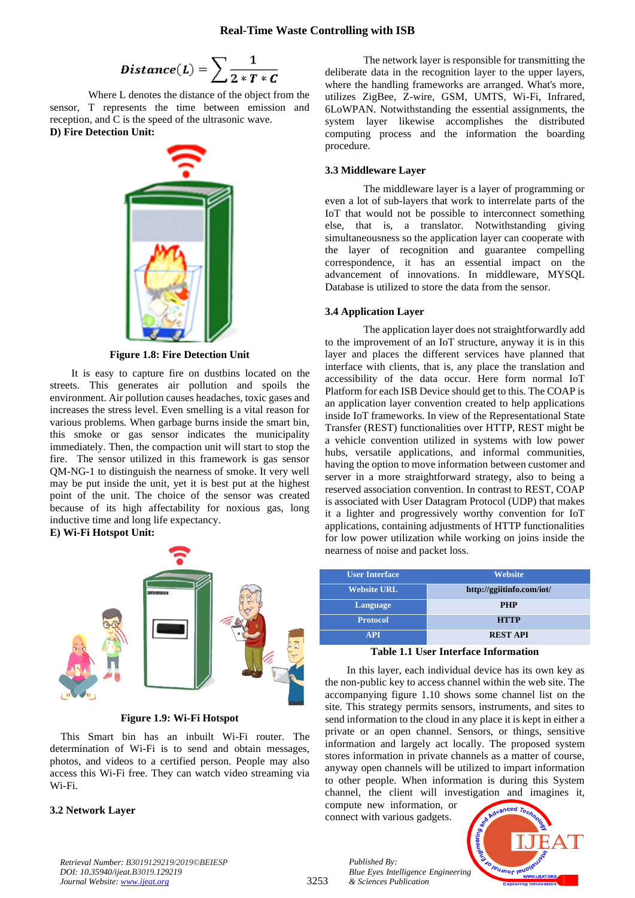$$Distance(L) = \sum \frac{1}{2 * T * C}$$

Where L denotes the distance of the object from the sensor, T represents the time between emission and reception, and C is the speed of the ultrasonic wave.

**D) Fire Detection Unit:**

**Figure 1.8: Fire Detection Unit**

It is easy to capture fire on dustbins located on the streets. This generates air pollution and spoils the environment. Air pollution causes headaches, toxic gases and increases the stress level. Even smelling is a vital reason for various problems. When garbage burns inside the smart bin, this smoke or gas sensor indicates the municipality immediately. Then, the compaction unit will start to stop the fire. The sensor utilized in this framework is gas sensor QM-NG-1 to distinguish the nearness of smoke. It very well may be put inside the unit, yet it is best put at the highest point of the unit. The choice of the sensor was created because of its high affectability for noxious gas, long inductive time and long life expectancy.

**E) Wi-Fi Hotspot Unit:**

**Figure 1.9: Wi-Fi Hotspot**

This Smart bin has an inbuilt Wi-Fi router. The determination of Wi-Fi is to send and obtain messages, photos, and videos to a certified person. People may also access this Wi-Fi free. They can watch video streaming via Wi-Fi.

### 3.2 Network Layer

The network layer is responsible for transmitting the deliberate data in the recognition layer to the upper layers, where the handling frameworks are arranged. What's more, utilizes ZigBee, Z-wire, GSM, UMTS, Wi-Fi, Infrared, 6LoWPAN. Notwithstanding the essential assignments, the system layer likewise accomplishes the distributed computing process and the information the boarding procedure.

### 3.3 Middleware Layer

The middleware layer is a layer of programming or even a lot of sub-layers that work to interrelate parts of the IoT that would not be possible to interconnect something else, that is, a translator. Notwithstanding giving simultaneousness so the application layer can cooperate with the layer of recognition and guarantee compelling correspondence, it has an essential impact on the advancement of innovations. In middleware, MYSQL Database is utilized to store the data from the sensor.

### 3.4 Application Layer

The application layer does not straightforwardly add to the improvement of an IoT structure, anyway it is in this layer andape the different services have planned that interface with clients, that is, any place the translation and accessibility of the data occur. Here form normal IoT Platform for each ISB Device should get to this. The COAP is an application layer convention created to help applications inside IoT frameworks. In view of the Representational State Transfer (REST) functionalities over HTTP, REST might be a vehicle convention utilized in systems with low power hubs, versatile applications, and informal communities, having the option to move information between customer and server in a more straightforward strategy, also to being a reserved association convention. In contrast to REST, COAP is associated with User Datagram Protocol (UDP) that makes it a lighter and progressively worthy convention for IoT applications, containing adjustments of HTTP functionalities for low power utilization while working on joins inside the nearness of noise and packet loss.

| User Interface | Website |
|---|---|
| Website URL | http://ggiitinfo.com/iot/ |
| Language | PHP |
| Protocol | HTTP |
| API | REST API |

**Table 1.1 User Interface Information**

In this layer, each individual device has its own key as the non-public key to access channel within the web site. The accompanying figure 1.10 shows some channel list on the site. This strategy permits sensors, instruments, and sites to send information to the cloud in any place it is kept in either a private or an open channel. Sensors, or things, sensitive information and largely act locally. The proposed system stores information in private channels as a matter of course, anyway open channels will be utilized to impart information to other people. When information is during this System channel, the client will investigation and imagines it, compute new information, or connect with various gadgets.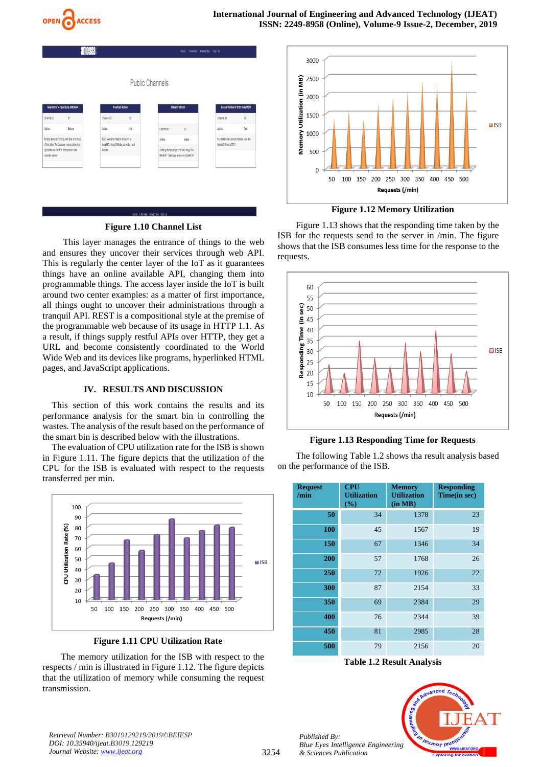**Figure 1.10 Channel List**

This layer manages the entrance of things to the web and ensures they uncover their services through web API. This is regularly the center layer of the IoT as it guarantees things have an online available API, changing them into programmable things. The access layer inside the IoT is built around two center examples: as a matter of first importance, all things ought to uncover their administrations through a tranquil API. REST is a compositional style at the premise of the programmable web because of its usage in HTTP 1.1. As a result, if things supply restful APIs over HTTP, they get a URL and become consistently coordinated to the World Wide Web and its devices like programs, hyperlinked HTML pages, and JavaScript applications.

## IV. RESULTS AND DISCUSSION

This section of this work contains the results and its performance analysis for the smart bin in controlling the wastes. The analysis of the result based on the performance of the smart bin is described below with the illustrations.

The evaluation of CPU utilization rate for the ISB is shown in Figure 1.11. The figure depicts that the utilization of the CPU for the ISB is evaluated with respect to the requests transferred per min.

**Figure 1.11 CPU Utilization Rate**

The memory utilization for the ISB with respect to the respects / min is illustrated in Figure 1.12. The figure depicts that the utilization of memory while consuming the request transmission.

**Figure 1.12 Memory Utilization**

Figure 1.13 shows that the responding time taken by the ISB for the requests send to the server in /min. The figure shows that the ISB consumes less time for the response to the requests.

**Figure 1.13 Responding Time for Requests**

The following Table 1.2 shows tha result analysis based on the performance of the ISB.

| Request /min | CPU Utilization (%) | Memory Utilization (in MB) | Responding Time(in sec) |
|---|---|---|---|
| 50 | 34 | 1378 | 23 |
| 100 | 45 | 1567 | 19 |
| 150 | 67 | 1346 | 34 |
| 200 | 57 | 1768 | 26 |
| 250 | 72 | 1926 | 22 |
| 300 | 87 | 2154 | 33 |
| 350 | 69 | 2384 | 29 |
| 400 | 76 | 2344 | 39 |
| 450 | 81 | 2985 | 28 |
| 500 | 79 | 2156 | 20 |

**Table 1.2 Result Analysis**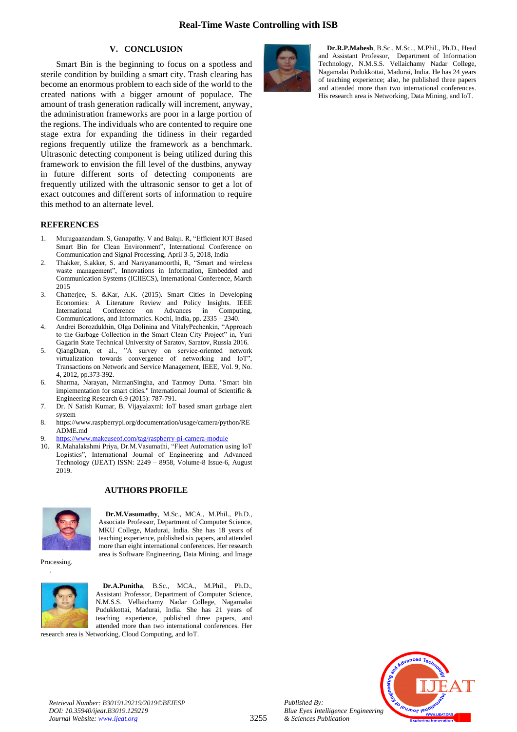## V. CONCLUSION

Smart Bin is the beginning to focus on a spotless and sterile condition by building a smart city. Trash clearing has become an enormous problem to each side of the world to the created nations with a bigger amount of populace. The amount of trash generation radically will increment, anyway, the administration frameworks are poor in a large portion of the regions. The individuals who are contented to require one stage extra for expanding the tidiness in their regarded regions frequently utilize the framework as a benchmark. Ultrasonic detecting component is being utilized during this framework to envision the fill level of the dustbins, anyway in future different sorts of detecting components are frequently utilized with the ultrasonic sensor to get a lot of exact outcomes and different sorts of information to require this method to an alternate level.

## REFERENCES

1. Murugaanandam. S, Ganapathy. V and Balaji. R, "Efficient IOT Based Smart Bin for Clean Environment", International Conference on Communication and Signal Processing, April 3-5, 2018, India
2. Thakker, S.akker, S. and Narayanamoorthi, R, "Smart and wireless waste management", Innovations in Information, Embedded and Communication Systems (ICIIECS), International Conference, March 2015
3. Chatterjee, S. &Kar, A.K. (2015). Smart Cities in Developing Economies: A Literature Review and Policy Insights. IEEE International Conference on Advances in Computing, Communications, and Informatics. Kochi, India, pp. 2335 – 2340.
4. Andrei Borozdukhin, Olga Dolinina and VitalyPechenkin, "Approach to the Garbage Collection in the Smart Clean City Project" in, Yuri Gagarin State Technical University of Saratov, Saratov, Russia 2016.
5. QiangDuan, et al., "A survey on service-oriented network virtualization towards convergence of networking and IoT", Transactions on Network and Service Management, IEEE, Vol. 9, No. 4, 2012, pp.373-392.
6. Sharma, Narayan, NirmanSingha, and Tanmoy Dutta. "Smart bin implementation for smart cities." International Journal of Scientific & Engineering Research 6.9 (2015): 787-791.
7. Dr. N Satish Kumar, B. Vijayalaxmi: IoT based smart garbage alert system
8. https://www.raspberrypi.org/documentation/usage/camera/python/README.md
9. https://www.makeuseof.com/tag/raspberry-pi-camera-module
10. R.Mahalakshmi Priya, Dr.M.Vasumathi, "Fleet Automation using IoT Logistics", International Journal of Engineering and Advanced Technology (IJEAT) ISSN: 2249 – 8958, Volume-8 Issue-6, August 2019.

## AUTHORS PROFILE

**Dr.M.Vasumathy**, M.Sc., MCA., M.Phil., Ph.D., Associate Professor, Department of Computer Science, MKU College, Madurai, India. She has 18 years of teaching experience, published six papers, and attended more than eight international conferences. Her research area is Software Engineering, Data Mining, and Image Processing.

**Dr.A.Punitha**, B.Sc., MCA., M.Phil., Ph.D., Assistant Professor, Department of Computer Science, N.M.S.S. Vellaichamy Nadar College, Nagamalai Pudukkottai, Madurai, India. She has 21 years of teaching experience, published three papers, and attended more than two international conferences. Her research area is Networking, Cloud Computing, and IoT.

**Dr.R.P.Mahesh**, B.Sc., M.Sc.., M.Phil., Ph.D., Head and Assistant Professor, Department of Information Technology, N.M.S.S. Vellaichamy Nadar College, Nagamalai Pudukkottai, Madurai, India. He has 24 years of teaching experience; also, he published three papers and attended more than two international conferences. His research area is Networking, Data Mining, and IoT.